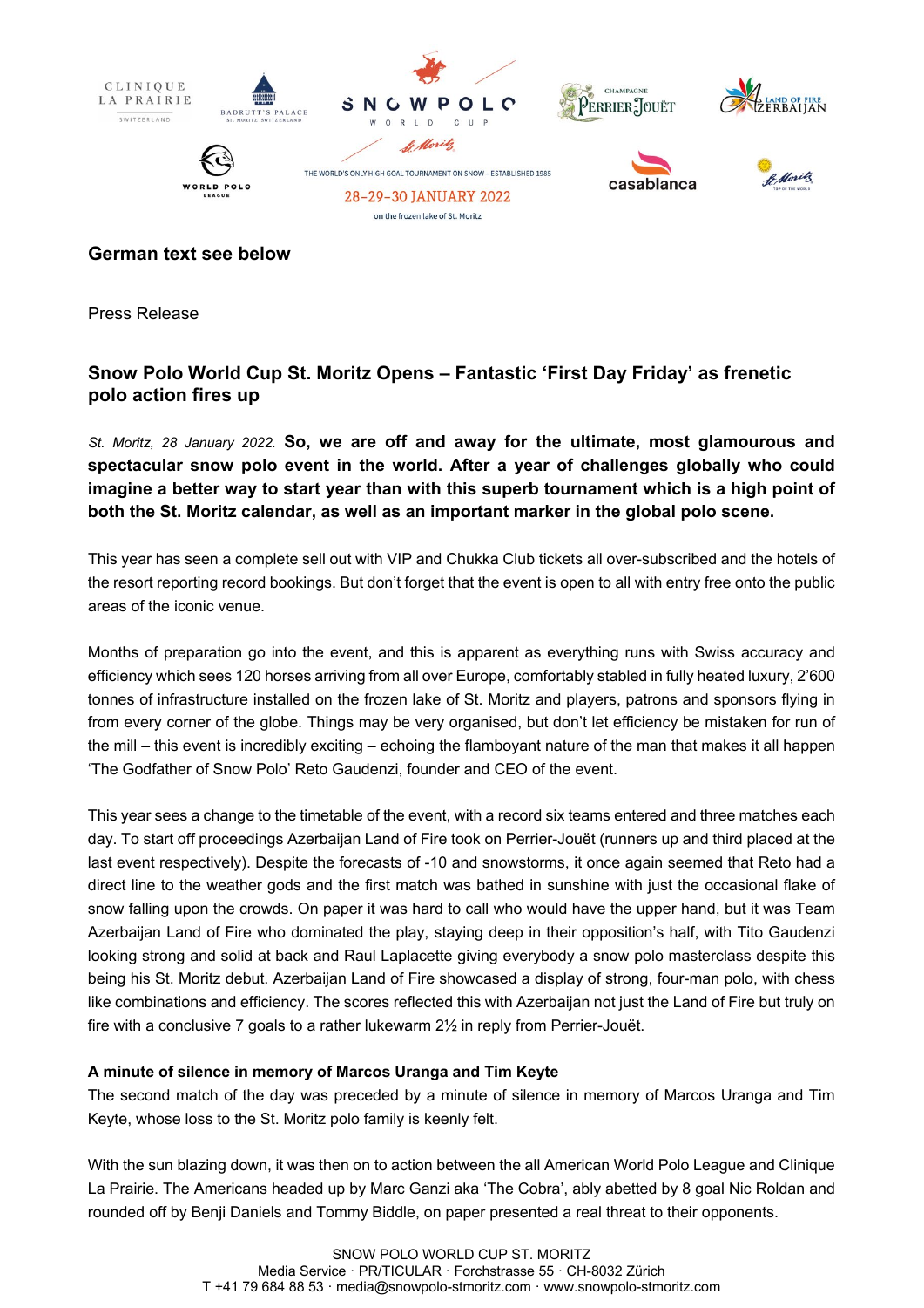**German text see below**

Press Release

## Snow Polo World Cup St. Moritz Opens – Fantastic 'First Day Friday' as frenetic polo action fires up

*St. Moritz, 28 January 2022.* **So, we are off and away for the ultimate, most glamourous and spectacular snow polo event in the world. After a year of challenges globally who could imagine a better way to start year than with this superb tournament which is a high point of both the St. Moritz calendar, as well as an important marker in the global polo scene.**

This year has seen a complete sell out with VIP and Chukka Club tickets all over-subscribed and the hotels of the resort reporting record bookings. But don't forget that the event is open to all with entry free onto the public areas of the iconic venue.

Months of preparation go into the event, and this is apparent as everything runs with Swiss accuracy and efficiency which sees 120 horses arriving from all over Europe, comfortably stabled in fully heated luxury, 2'600 tonnes of infrastructure installed on the frozen lake of St. Moritz and players, patrons and sponsors flying in from every corner of the globe. Things may be very organised, but don't let efficiency be mistaken for run of the mill – this event is incredibly exciting – echoing the flamboyant nature of the man that makes it all happen 'The Godfather of Snow Polo' Reto Gaudenzi, founder and CEO of the event.

This year sees a change to the timetable of the event, with a record six teams entered and three matches each day. To start off proceedings Azerbaijan Land of Fire took on Perrier-Jouët (runners up and third placed at the last event respectively). Despite the forecasts of -10 and snowstorms, it once again seemed that Reto had a direct line to the weather gods and the first match was bathed in sunshine with just the occasional flake of snow falling upon the crowds. On paper it was hard to call who would have the upper hand, but it was Team Azerbaijan Land of Fire who dominated the play, staying deep in their opposition's half, with Tito Gaudenzi looking strong and solid at back and Raul Laplacette giving everybody a snow polo masterclass despite this being his St. Moritz debut. Azerbaijan Land of Fire showcased a display of strong, four-man polo, with chess like combinations and efficiency. The scores reflected this with Azerbaijan not just the Land of Fire but truly on fire with a conclusive 7 goals to a rather lukewarm 2½ in reply from Perrier-Jouët.

### A minute of silence in memory of Marcos Uranga and Tim Keyte

The second match of the day was preceded by a minute of silence in memory of Marcos Uranga and Tim Keyte, whose loss to the St. Moritz polo family is keenly felt.

With the sun blazing down, it was then on to action between the all American World Polo League and Clinique La Prairie. The Americans headed up by Marc Ganzi aka 'The Cobra', ably abetted by 8 goal Nic Roldan and rounded off by Benji Daniels and Tommy Biddle, on paper presented a real threat to their opponents.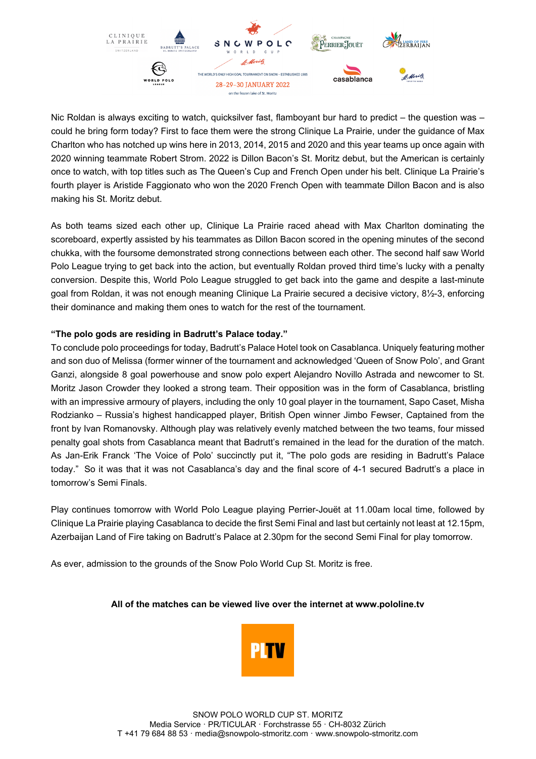Nic Roldan is always exciting to watch, quicksilver fast, flamboyant bur hard to predict – the question was – could he bring form today? First to face them were the strong Clinique La Prairie, under the guidance of Max Charlton who has notched up wins here in 2013, 2014, 2015 and 2020 and this year teams up once again with 2020 winning teammate Robert Strom. 2022 is Dillon Bacon's St. Moritz debut, but the American is certainly once to watch, with top titles such as The Queen's Cup and French Open under his belt. Clinique La Prairie's fourth player is Aristide Faggionato who won the 2020 French Open with teammate Dillon Bacon and is also making his St. Moritz debut.

As both teams sized each other up, Clinique La Prairie raced ahead with Max Charlton dominating the scoreboard, expertly assisted by his teammates as Dillon Bacon scored in the opening minutes of the second chukka, with the foursome demonstrated strong connections between each other. The second half saw World Polo League trying to get back into the action, but eventually Roldan proved third time's lucky with a penalty conversion. Despite this, World Polo League struggled to get back into the game and despite a last-minute goal from Roldan, it was not enough meaning Clinique La Prairie secured a decisive victory, 8½-3, enforcing their dominance and making them ones to watch for the rest of the tournament.

**"The polo gods are residing in Badrutt's Palace today."**

To conclude polo proceedings for today, Badrutt's Palace Hotel took on Casablanca. Uniquely featuring mother and son duo of Melissa (former winner of the tournament and acknowledged 'Queen of Snow Polo', and Grant Ganzi, alongside 8 goal powerhouse and snow polo expert Alejandro Novillo Astrada and newcomer to St. Moritz Jason Crowder they looked a strong team. Their opposition was in the form of Casablanca, bristling with an impressive armoury of players, including the only 10 goal player in the tournament, Sapo Caset, Misha Rodzianko – Russia's highest handicapped player, British Open winner Jimbo Fewser, Captained from the front by Ivan Romanovsky. Although play was relatively evenly matched between the two teams, four missed penalty goal shots from Casablanca meant that Badrutt's remained in the lead for the duration of the match. As Jan-Erik Franck 'The Voice of Polo' succinctly put it, "The polo gods are residing in Badrutt's Palace today." So it was that it was not Casablanca's day and the final score of 4-1 secured Badrutt's a place in tomorrow's Semi Finals.

Play continues tomorrow with World Polo League playing Perrier-Jouët at 11.00am local time, followed by Clinique La Prairie playing Casablanca to decide the first Semi Final and last but certainly not least at 12.15pm, Azerbaijan Land of Fire taking on Badrutt's Palace at 2.30pm for the second Semi Final for play tomorrow.

As ever, admission to the grounds of the Snow Polo World Cup St. Moritz is free.

**All of the matches can be viewed live over the internet at www.pololine.tv**

SNOW POLO WORLD CUP ST. MORITZ
Media Service · PR/TICULAR · Forchstrasse 55 · CH-8032 Zürich
T +41 79 684 88 53 · media@snowpolo-stmoritz.com · www.snowpolo-stmoritz.com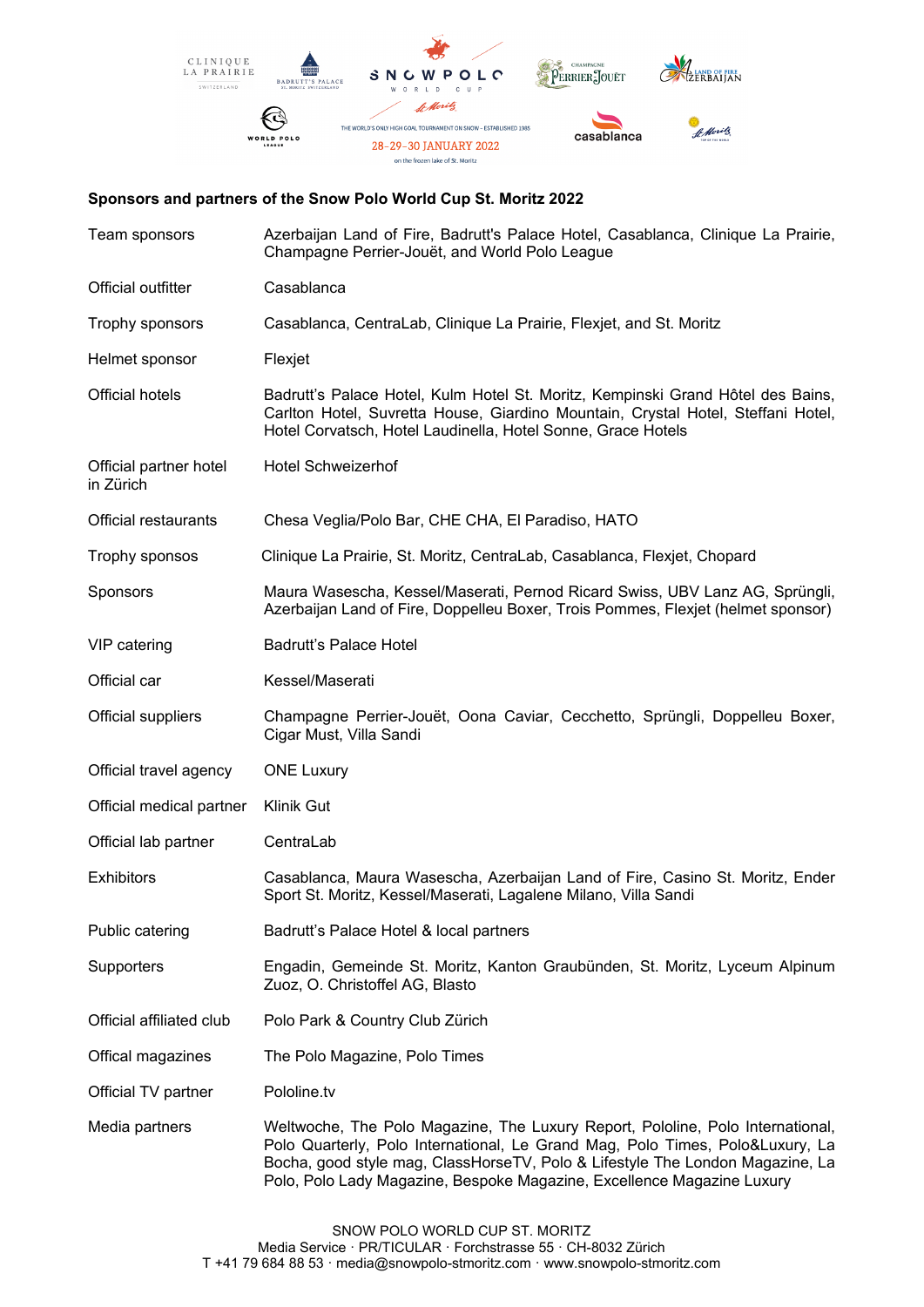**Sponsors and partners of the Snow Polo World Cup St. Moritz 2022**

| | |
|---|---|
| Team sponsors | Azerbaijan Land of Fire, Badrutt's Palace Hotel, Casablanca, Clinique La Prairie, Champagne Perrier-Jouët, and World Polo League |
| Official outfitter | Casablanca |
| Trophy sponsors | Casablanca, CentraLab, Clinique La Prairie, Flexjet, and St. Moritz |
| Helmet sponsor | Flexjet |
| Official hotels | Badrutt's Palace Hotel, Kulm Hotel St. Moritz, Kempinski Grand Hôtel des Bains, Carlton Hotel, Suvretta House, Giardino Mountain, Crystal Hotel, Steffani Hotel, Hotel Corvatsch, Hotel Laudinella, Hotel Sonne, Grace Hotels |
| Official partner hotel in Zürich | Hotel Schweizerhof |
| Official restaurants | Chesa Veglia/Polo Bar, CHE CHA, El Paradiso, HATO |
| Trophy sponsos | Clinique La Prairie, St. Moritz, CentraLab, Casablanca, Flexjet, Chopard |
| Sponsors | Maura Wasescha, Kessel/Maserati, Pernod Ricard Swiss, UBV Lanz AG, Sprüngli, Azerbaijan Land of Fire, Doppelleu Boxer, Trois Pommes, Flexjet (helmet sponsor) |
| VIP catering | Badrutt's Palace Hotel |
| Official car | Kessel/Maserati |
| Official suppliers | Champagne Perrier-Jouët, Oona Caviar, Cecchetto, Sprüngli, Doppelleu Boxer, Cigar Must, Villa Sandi |
| Official travel agency | ONE Luxury |
| Official medical partner | Klinik Gut |
| Official lab partner | CentraLab |
| Exhibitors | Casablanca, Maura Wasescha, Azerbaijan Land of Fire, Casino St. Moritz, Ender Sport St. Moritz, Kessel/Maserati, Lagalene Milano, Villa Sandi |
| Public catering | Badrutt's Palace Hotel & local partners |
| Supporters | Engadin, Gemeinde St. Moritz, Kanton Graubünden, St. Moritz, Lyceum Alpinum Zuoz, O. Christoffel AG, Blasto |
| Official affiliated club | Polo Park & Country Club Zürich |
| Offical magazines | The Polo Magazine, Polo Times |
| Official TV partner | Pololine.tv |
| Media partners | Weltwoche, The Polo Magazine, The Luxury Report, Pololine, Polo International, Polo Quarterly, Polo International, Le Grand Mag, Polo Times, Polo&Luxury, La Bocha, good style mag, ClassHorseTV, Polo & Lifestyle The London Magazine, La Polo, Polo Lady Magazine, Bespoke Magazine, Excellence Magazine Luxury |

SNOW POLO WORLD CUP ST. MORITZ
Media Service · PR/TICULAR · Forchstrasse 55 · CH-8032 Zürich
T +41 79 684 88 53 · media@snowpolo-stmoritz.com · www.snowpolo-stmoritz.com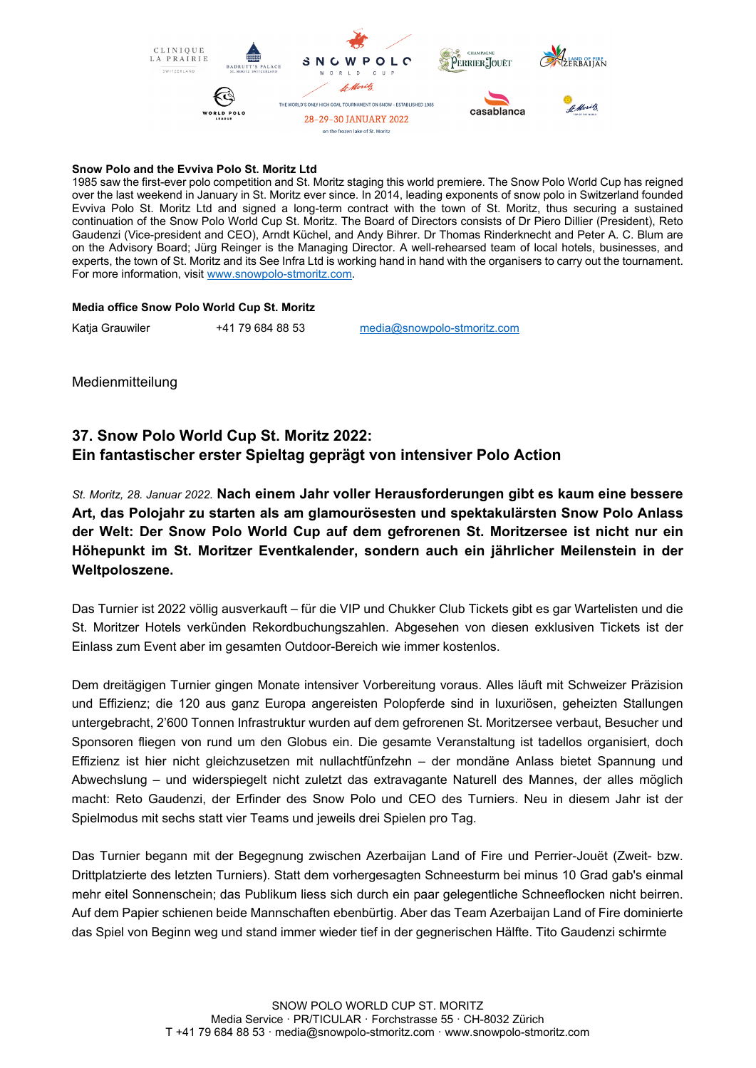**Snow Polo and the Evviva Polo St. Moritz Ltd**
1985 saw the first-ever polo competition and St. Moritz staging this world premiere. The Snow Polo World Cup has reigned over the last weekend in January in St. Moritz ever since. In 2014, leading exponents of snow polo in Switzerland founded Evviva Polo St. Moritz Ltd and signed a long-term contract with the town of St. Moritz, thus securing a sustained continuation of the Snow Polo World Cup St. Moritz. The Board of Directors consists of Dr Piero Dillier (President), Reto Gaudenzi (Vice-president and CEO), Arndt Küchel, and Andy Bihrer. Dr Thomas Rinderknecht and Peter A. C. Blum are on the Advisory Board; Jürg Reinger is the Managing Director. A well-rehearsed team of local hotels, businesses, and experts, the town of St. Moritz and its See Infra Ltd is working hand in hand with the organisers to carry out the tournament. For more information, visit www.snowpolo-stmoritz.com.

**Media office Snow Polo World Cup St. Moritz**

Katja Grauwiler    +41 79 684 88 53    media@snowpolo-stmoritz.com

Medienmitteilung

## 37. Snow Polo World Cup St. Moritz 2022: Ein fantastischer erster Spieltag geprägt von intensiver Polo Action

*St. Moritz, 28. Januar 2022.* **Nach einem Jahr voller Herausforderungen gibt es kaum eine bessere Art, das Polojahr zu starten als am glamourösesten und spektakulärsten Snow Polo Anlass der Welt: Der Snow Polo World Cup auf dem gefrorenen St. Moritzersee ist nicht nur ein Höhepunkt im St. Moritzer Eventkalender, sondern auch ein jährlicher Meilenstein in der Weltpoloszene.**

Das Turnier ist 2022 völlig ausverkauft – für die VIP und Chukker Club Tickets gibt es gar Wartelisten und die St. Moritzer Hotels verkünden Rekordbuchungszahlen. Abgesehen von diesen exklusiven Tickets ist der Einlass zum Event aber im gesamten Outdoor-Bereich wie immer kostenlos.

Dem dreitägigen Turnier gingen Monate intensiver Vorbereitung voraus. Alles läuft mit Schweizer Präzision und Effizienz; die 120 aus ganz Europa angereisten Polopferde sind in luxuriösen, geheizten Stallungen untergebracht, 2'600 Tonnen Infrastruktur wurden auf dem gefrorenen St. Moritzersee verbaut, Besucher und Sponsoren fliegen von rund um den Globus ein. Die gesamte Veranstaltung ist tadellos organisiert, doch Effizienz ist hier nicht gleichzusetzen mit nullachtfünfzehn – der mondäne Anlass bietet Spannung und Abwechslung – und widerspiegelt nicht zuletzt das extravagante Naturell des Mannes, der alles möglich macht: Reto Gaudenzi, der Erfinder des Snow Polo und CEO des Turniers. Neu in diesem Jahr ist der Spielmodus mit sechs statt vier Teams und jeweils drei Spielen pro Tag.

Das Turnier begann mit der Begegnung zwischen Azerbaijan Land of Fire und Perrier-Jouët (Zweit- bzw. Drittplatzierte des letzten Turniers). Statt dem vorhergesagten Schneesturm bei minus 10 Grad gab's einmal mehr eitel Sonnenschein; das Publikum liess sich durch ein paar gelegentliche Schneeflocken nicht beirren. Auf dem Papier schienen beide Mannschaften ebenbürtig. Aber das Team Azerbaijan Land of Fire dominierte das Spiel von Beginn weg und stand immer wieder tief in der gegnerischen Hälfte. Tito Gaudenzi schirmte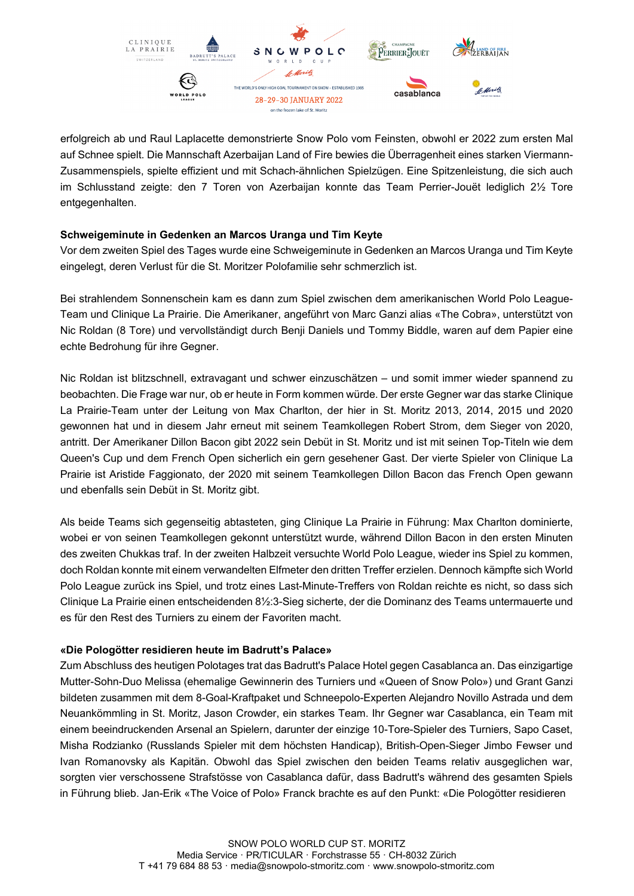erfolgreich ab und Raul Laplacette demonstrierte Snow Polo vom Feinsten, obwohl er 2022 zum ersten Mal auf Schnee spielt. Die Mannschaft Azerbaijan Land of Fire bewies die Überragenheit eines starken Viermann-Zusammenspiels, spielte effizient und mit Schach-ähnlichen Spielzügen. Eine Spitzenleistung, die sich auch im Schlusstand zeigte: den 7 Toren von Azerbaijan konnte das Team Perrier-Jouët lediglich 2½ Tore entgegenhalten.

**Schweigeminute in Gedenken an Marcos Uranga und Tim Keyte**

Vor dem zweiten Spiel des Tages wurde eine Schweigeminute in Gedenken an Marcos Uranga und Tim Keyte eingelegt, deren Verlust für die St. Moritzer Polofamilie sehr schmerzlich ist.

Bei strahlendem Sonnenschein kam es dann zum Spiel zwischen dem amerikanischen World Polo League-Team und Clinique La Prairie. Die Amerikaner, angeführt von Marc Ganzi alias «The Cobra», unterstützt von Nic Roldan (8 Tore) und vervollständigt durch Benji Daniels und Tommy Biddle, waren auf dem Papier eine echte Bedrohung für ihre Gegner.

Nic Roldan ist blitzschnell, extravagant und schwer einzuschätzen – und somit immer wieder spannend zu beobachten. Die Frage war nur, ob er heute in Form kommen würde. Der erste Gegner war das starke Clinique La Prairie-Team unter der Leitung von Max Charlton, der hier in St. Moritz 2013, 2014, 2015 und 2020 gewonnen hat und in diesem Jahr erneut mit seinem Teamkollegen Robert Strom, dem Sieger von 2020, antritt. Der Amerikaner Dillon Bacon gibt 2022 sein Debüt in St. Moritz und ist mit seinen Top-Titeln wie dem Queen's Cup und dem French Open sicherlich ein gern gesehener Gast. Der vierte Spieler von Clinique La Prairie ist Aristide Faggionato, der 2020 mit seinem Teamkollegen Dillon Bacon das French Open gewann und ebenfalls sein Debüt in St. Moritz gibt.

Als beide Teams sich gegenseitig abtasteten, ging Clinique La Prairie in Führung: Max Charlton dominierte, wobei er von seinen Teamkollegen gekonnt unterstützt wurde, während Dillon Bacon in den ersten Minuten des zweiten Chukkas traf. In der zweiten Halbzeit versuchte World Polo League, wieder ins Spiel zu kommen, doch Roldan konnte mit einem verwandelten Elfmeter den dritten Treffer erzielen. Dennoch kämpfte sich World Polo League zurück ins Spiel, und trotz eines Last-Minute-Treffers von Roldan reichte es nicht, so dass sich Clinique La Prairie einen entscheidenden 8½:3-Sieg sicherte, der die Dominanz des Teams untermauerte und es für den Rest des Turniers zu einem der Favoriten macht.

**«Die Pologötter residieren heute im Badrutt's Palace»**

Zum Abschluss des heutigen Polotages trat das Badrutt's Palace Hotel gegen Casablanca an. Das einzigartige Mutter-Sohn-Duo Melissa (ehemalige Gewinnerin des Turniers und «Queen of Snow Polo») und Grant Ganzi bildeten zusammen mit dem 8-Goal-Kraftpaket und Schneepolo-Experten Alejandro Novillo Astrada und dem Neuankömmling in St. Moritz, Jason Crowder, ein starkes Team. Ihr Gegner war Casablanca, ein Team mit einem beeindruckenden Arsenal an Spielern, darunter der einzige 10-Tore-Spieler des Turniers, Sapo Caset, Misha Rodzianko (Russlands Spieler mit dem höchsten Handicap), British-Open-Sieger Jimbo Fewser und Ivan Romanovsky als Kapitän. Obwohl das Spiel zwischen den beiden Teams relativ ausgeglichen war, sorgten vier verschossene Strafstösse von Casablanca dafür, dass Badrutt's während des gesamten Spiels in Führung blieb. Jan-Erik «The Voice of Polo» Franck brachte es auf den Punkt: «Die Pologötter residieren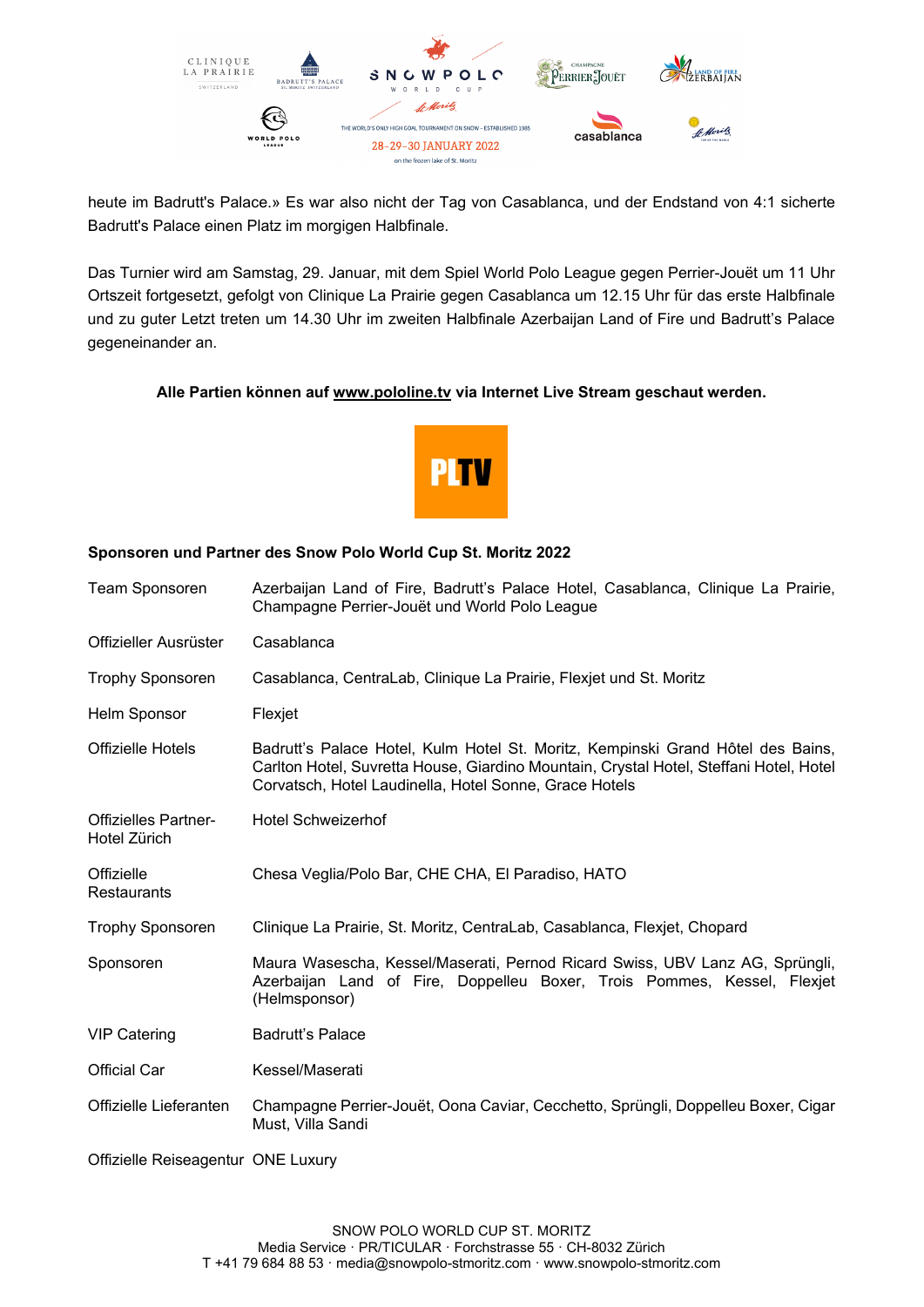heute im Badrutt's Palace.» Es war also nicht der Tag von Casablanca, und der Endstand von 4:1 sicherte Badrutt's Palace einen Platz im morgigen Halbfinale.

Das Turnier wird am Samstag, 29. Januar, mit dem Spiel World Polo League gegen Perrier-Jouët um 11 Uhr Ortszeit fortgesetzt, gefolgt von Clinique La Prairie gegen Casablanca um 12.15 Uhr für das erste Halbfinale und zu guter Letzt treten um 14.30 Uhr im zweiten Halbfinale Azerbaijan Land of Fire und Badrutt's Palace gegeneinander an.

**Alle Partien können auf www.pololine.tv via Internet Live Stream geschaut werden.**

**Sponsoren und Partner des Snow Polo World Cup St. Moritz 2022**

| | |
|---|---|
| Team Sponsoren | Azerbaijan Land of Fire, Badrutt's Palace Hotel, Casablanca, Clinique La Prairie, Champagne Perrier-Jouët und World Polo League |
| Offizieller Ausrüster | Casablanca |
| Trophy Sponsoren | Casablanca, CentraLab, Clinique La Prairie, Flexjet und St. Moritz |
| Helm Sponsor | Flexjet |
| Offizielle Hotels | Badrutt's Palace Hotel, Kulm Hotel St. Moritz, Kempinski Grand Hôtel des Bains, Carlton Hotel, Suvretta House, Giardino Mountain, Crystal Hotel, Steffani Hotel, Hotel Corvatsch, Hotel Laudinella, Hotel Sonne, Grace Hotels |
| Offizielles Partner-Hotel Zürich | Hotel Schweizerhof |
| Offizielle Restaurants | Chesa Veglia/Polo Bar, CHE CHA, El Paradiso, HATO |
| Trophy Sponsoren | Clinique La Prairie, St. Moritz, CentraLab, Casablanca, Flexjet, Chopard |
| Sponsoren | Maura Wasescha, Kessel/Maserati, Pernod Ricard Swiss, UBV Lanz AG, Sprüngli, Azerbaijan Land of Fire, Doppelleu Boxer, Trois Pommes, Kessel, Flexjet (Helmsponsor) |
| VIP Catering | Badrutt's Palace |
| Official Car | Kessel/Maserati |
| Offizielle Lieferanten | Champagne Perrier-Jouët, Oona Caviar, Cecchetto, Sprüngli, Doppelleu Boxer, Cigar Must, Villa Sandi |
| Offizielle Reiseagentur | ONE Luxury |

SNOW POLO WORLD CUP ST. MORITZ
Media Service · PR/TICULAR · Forchstrasse 55 · CH-8032 Zürich
T +41 79 684 88 53 · media@snowpolo-stmoritz.com · www.snowpolo-stmoritz.com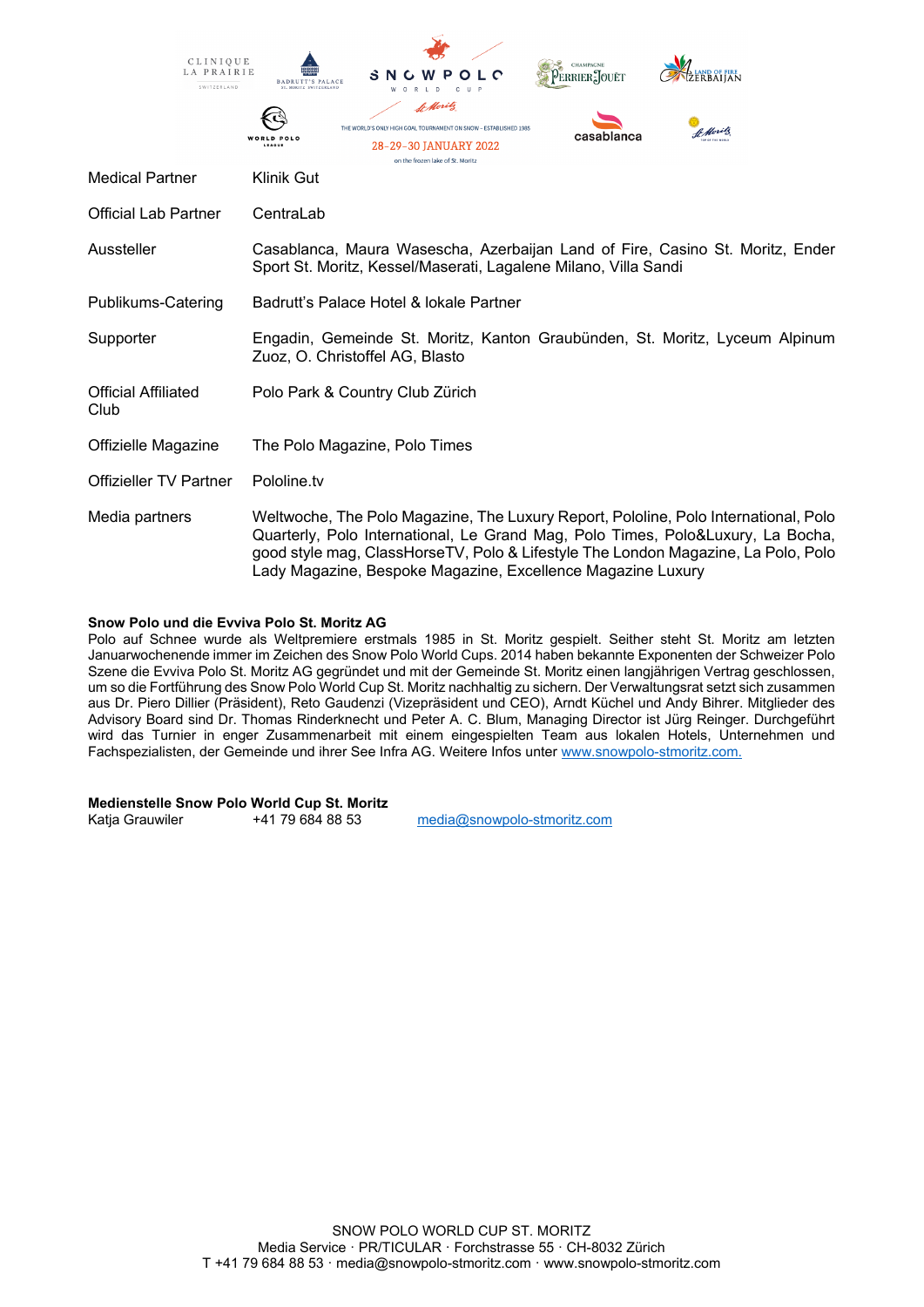| | |
|---|---|
| Medical Partner | Klinik Gut |
| Official Lab Partner | CentraLab |
| Aussteller | Casablanca, Maura Wasescha, Azerbaijan Land of Fire, Casino St. Moritz, Ender Sport St. Moritz, Kessel/Maserati, Lagalene Milano, Villa Sandi |
| Publikums-Catering | Badrutt's Palace Hotel & lokale Partner |
| Supporter | Engadin, Gemeinde St. Moritz, Kanton Graubünden, St. Moritz, Lyceum Alpinum Zuoz, O. Christoffel AG, Blasto |
| Official Affiliated Club | Polo Park & Country Club Zürich |
| Offizielle Magazine | The Polo Magazine, Polo Times |
| Offizieller TV Partner | Pololine.tv |
| Media partners | Weltwoche, The Polo Magazine, The Luxury Report, Pololine, Polo International, Polo Quarterly, Polo International, Le Grand Mag, Polo Times, Polo&Luxury, La Bocha, good style mag, ClassHorseTV, Polo & Lifestyle The London Magazine, La Polo, Polo Lady Magazine, Bespoke Magazine, Excellence Magazine Luxury |

**Snow Polo und die Evviva Polo St. Moritz AG**

Polo auf Schnee wurde als Weltpremiere erstmals 1985 in St. Moritz gespielt. Seither steht St. Moritz am letzten Januarwochenende immer im Zeichen des Snow Polo World Cups. 2014 haben bekannte Exponenten der Schweizer Polo Szene die Evviva Polo St. Moritz AG gegründet und mit der Gemeinde St. Moritz einen langjährigen Vertrag geschlossen, um so die Fortführung des Snow Polo World Cup St. Moritz nachhaltig zu sichern. Der Verwaltungsrat setzt sich zusammen aus Dr. Piero Dillier (Präsident), Reto Gaudenzi (Vizepräsident und CEO), Arndt Küchel und Andy Bihrer. Mitglieder des Advisory Board sind Dr. Thomas Rinderknecht und Peter A. C. Blum, Managing Director ist Jürg Reinger. Durchgeführt wird das Turnier in enger Zusammenarbeit mit einem eingespielten Team aus lokalen Hotels, Unternehmen und Fachspezialisten, der Gemeinde und ihrer See Infra AG. Weitere Infos unter www.snowpolo-stmoritz.com.

**Medienstelle Snow Polo World Cup St. Moritz**

Katja Grauwiler    +41 79 684 88 53    media@snowpolo-stmoritz.com

SNOW POLO WORLD CUP ST. MORITZ
Media Service · PR/TICULAR · Forchstrasse 55 · CH-8032 Zürich
T +41 79 684 88 53 · media@snowpolo-stmoritz.com · www.snowpolo-stmoritz.com